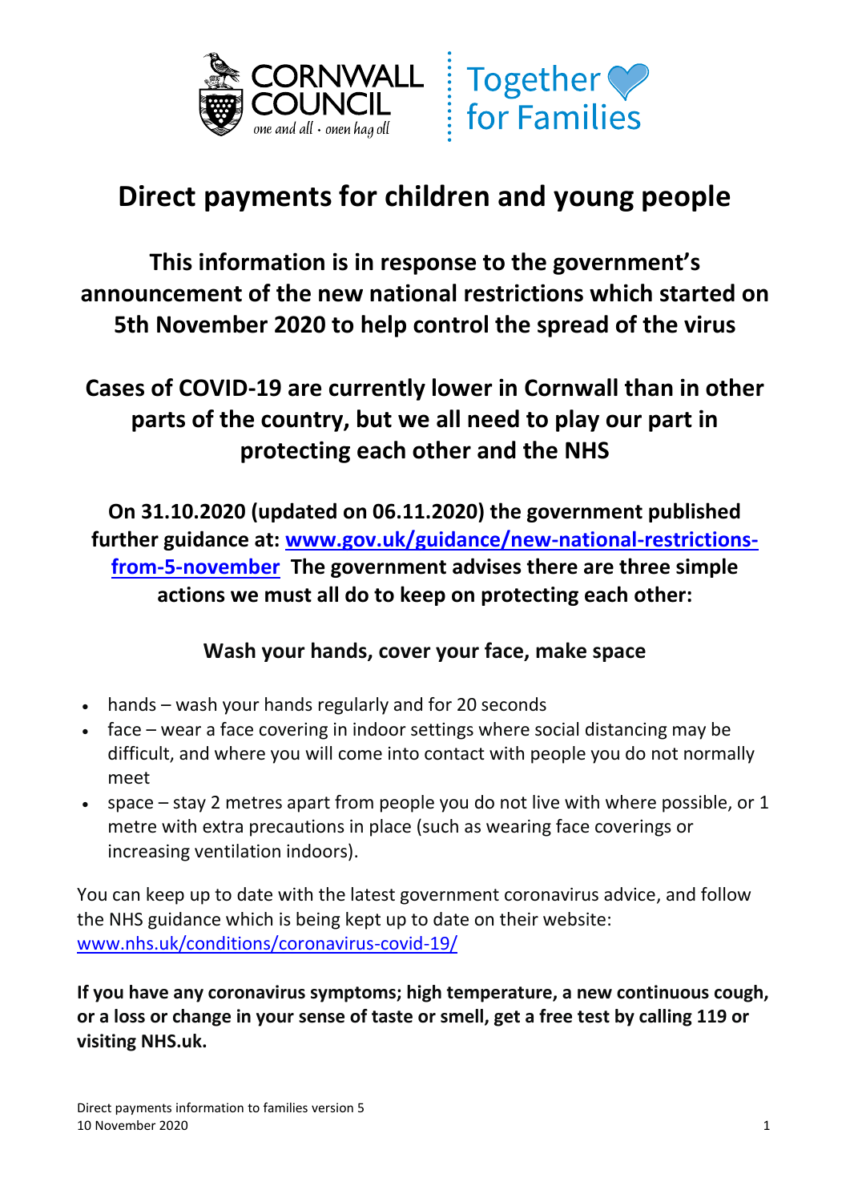# Direct payments for children and young people

## This information is in response to the government's announcement of the new national restrictions which started on 5th November 2020 to help control the spread of the virus

## Cases of COVID-19 are currently lower in Cornwall than in other parts of the country, but we all need to play our part in protecting each other and the NHS

**On 31.10.2020 (updated on 06.11.2020) the government published further guidance at: [www.gov.uk/guidance/new-national-restrictions-from-5-november](www.gov.uk/guidance/new-national-restrictions-from-5-november) The government advises there are three simple actions we must all do to keep on protecting each other:**

**Wash your hands, cover your face, make space**

- hands – wash your hands regularly and for 20 seconds
- face – wear a face covering in indoor settings where social distancing may be difficult, and where you will come into contact with people you do not normally meet
- space – stay 2 metres apart from people you do not live with where possible, or 1 metre with extra precautions in place (such as wearing face coverings or increasing ventilation indoors).

You can keep up to date with the latest government coronavirus advice, and follow the NHS guidance which is being kept up to date on their website: [www.nhs.uk/conditions/coronavirus-covid-19/](www.nhs.uk/conditions/coronavirus-covid-19/)

**If you have any coronavirus symptoms; high temperature, a new continuous cough, or a loss or change in your sense of taste or smell, get a free test by calling 119 or visiting NHS.uk.**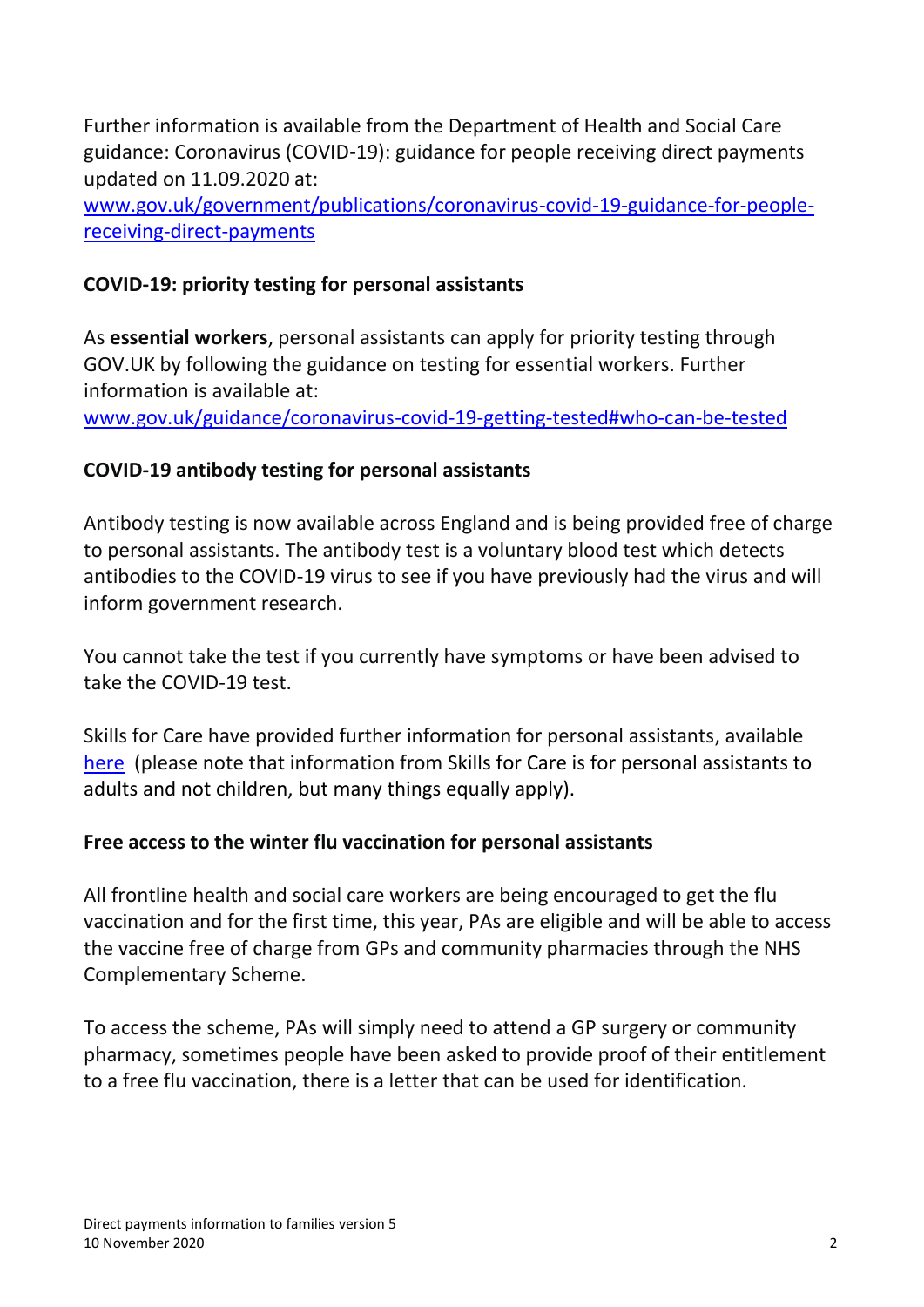Further information is available from the Department of Health and Social Care guidance: Coronavirus (COVID-19): guidance for people receiving direct payments updated on 11.09.2020 at: [www.gov.uk/government/publications/coronavirus-covid-19-guidance-for-people-receiving-direct-payments](www.gov.uk/government/publications/coronavirus-covid-19-guidance-for-people-receiving-direct-payments)

**COVID-19: priority testing for personal assistants**

As **essential workers**, personal assistants can apply for priority testing through GOV.UK by following the guidance on testing for essential workers. Further information is available at: [www.gov.uk/guidance/coronavirus-covid-19-getting-tested#who-can-be-tested](www.gov.uk/guidance/coronavirus-covid-19-getting-tested#who-can-be-tested)

**COVID-19 antibody testing for personal assistants**

Antibody testing is now available across England and is being provided free of charge to personal assistants. The antibody test is a voluntary blood test which detects antibodies to the COVID-19 virus to see if you have previously had the virus and will inform government research.

You cannot take the test if you currently have symptoms or have been advised to take the COVID-19 test.

Skills for Care have provided further information for personal assistants, available here (please note that information from Skills for Care is for personal assistants to adults and not children, but many things equally apply).

**Free access to the winter flu vaccination for personal assistants**

All frontline health and social care workers are being encouraged to get the flu vaccination and for the first time, this year, PAs are eligible and will be able to access the vaccine free of charge from GPs and community pharmacies through the NHS Complementary Scheme.

To access the scheme, PAs will simply need to attend a GP surgery or community pharmacy, sometimes people have been asked to provide proof of their entitlement to a free flu vaccination, there is a letter that can be used for identification.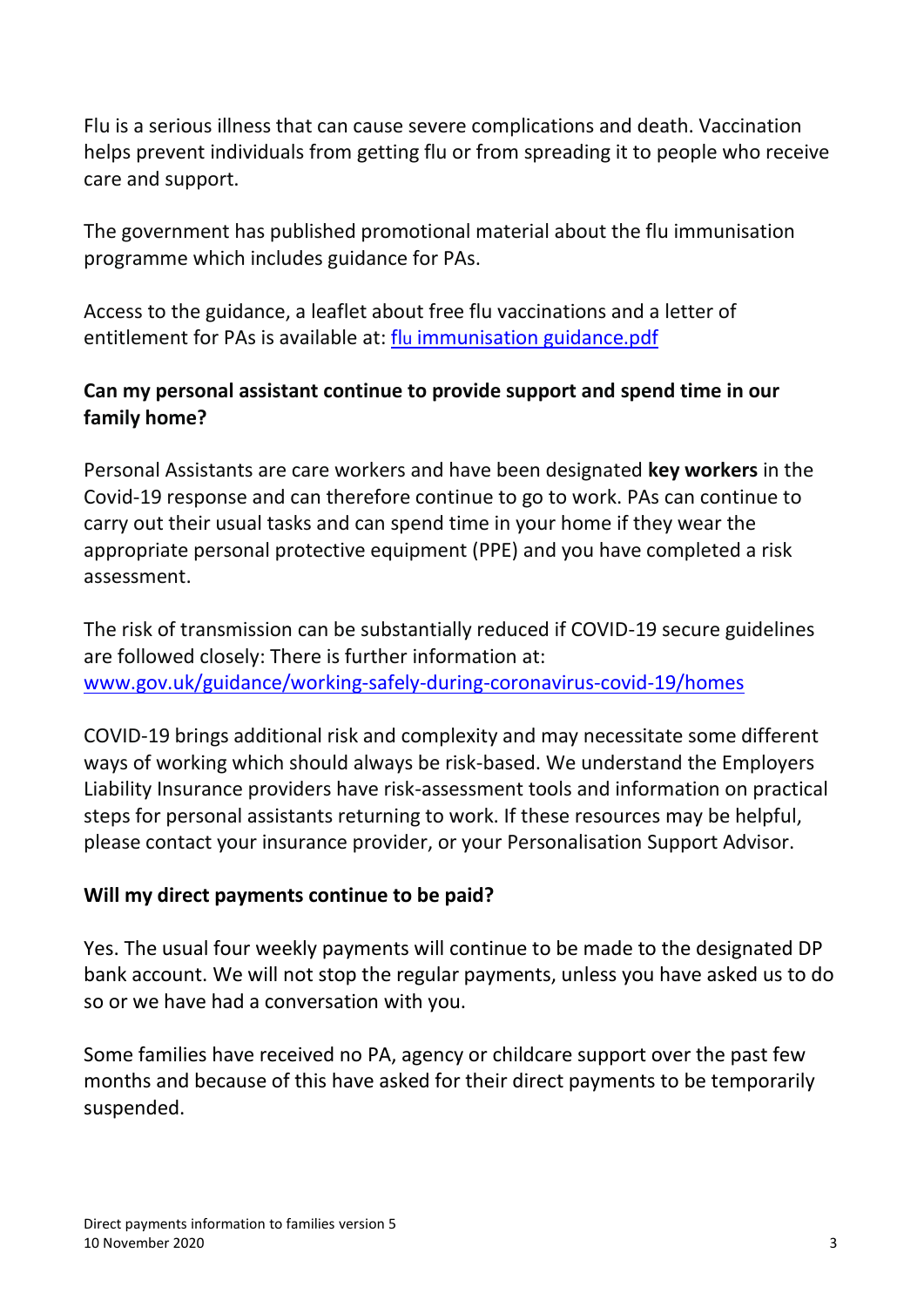Flu is a serious illness that can cause severe complications and death. Vaccination helps prevent individuals from getting flu or from spreading it to people who receive care and support.

The government has published promotional material about the flu immunisation programme which includes guidance for PAs.

Access to the guidance, a leaflet about free flu vaccinations and a letter of entitlement for PAs is available at: flu immunisation guidance.pdf

**Can my personal assistant continue to provide support and spend time in our family home?**

Personal Assistants are care workers and have been designated **key workers** in the Covid-19 response and can therefore continue to go to work. PAs can continue to carry out their usual tasks and can spend time in your home if they wear the appropriate personal protective equipment (PPE) and you have completed a risk assessment.

The risk of transmission can be substantially reduced if COVID-19 secure guidelines are followed closely: There is further information at: www.gov.uk/guidance/working-safely-during-coronavirus-covid-19/homes

COVID-19 brings additional risk and complexity and may necessitate some different ways of working which should always be risk-based. We understand the Employers Liability Insurance providers have risk-assessment tools and information on practical steps for personal assistants returning to work. If these resources may be helpful, please contact your insurance provider, or your Personalisation Support Advisor.

**Will my direct payments continue to be paid?**

Yes. The usual four weekly payments will continue to be made to the designated DP bank account. We will not stop the regular payments, unless you have asked us to do so or we have had a conversation with you.

Some families have received no PA, agency or childcare support over the past few months and because of this have asked for their direct payments to be temporarily suspended.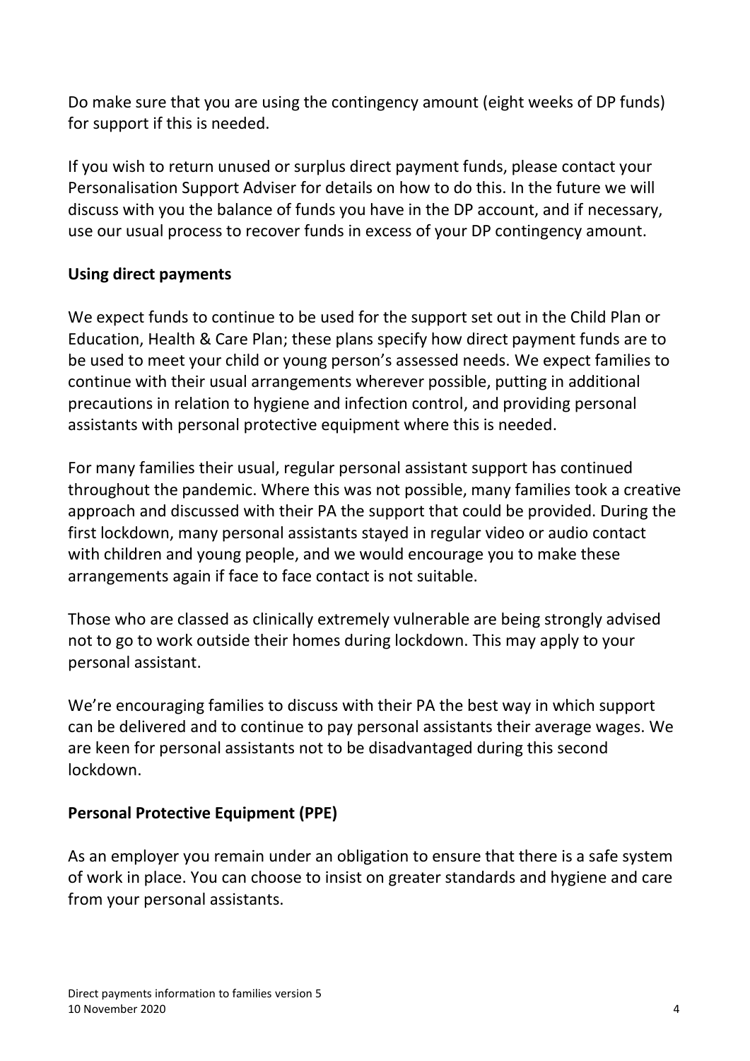Do make sure that you are using the contingency amount (eight weeks of DP funds) for support if this is needed.

If you wish to return unused or surplus direct payment funds, please contact your Personalisation Support Adviser for details on how to do this. In the future we will discuss with you the balance of funds you have in the DP account, and if necessary, use our usual process to recover funds in excess of your DP contingency amount.

**Using direct payments**

We expect funds to continue to be used for the support set out in the Child Plan or Education, Health & Care Plan; these plans specify how direct payment funds are to be used to meet your child or young person's assessed needs. We expect families to continue with their usual arrangements wherever possible, putting in additional precautions in relation to hygiene and infection control, and providing personal assistants with personal protective equipment where this is needed.

For many families their usual, regular personal assistant support has continued throughout the pandemic. Where this was not possible, many families took a creative approach and discussed with their PA the support that could be provided. During the first lockdown, many personal assistants stayed in regular video or audio contact with children and young people, and we would encourage you to make these arrangements again if face to face contact is not suitable.

Those who are classed as clinically extremely vulnerable are being strongly advised not to go to work outside their homes during lockdown. This may apply to your personal assistant.

We're encouraging families to discuss with their PA the best way in which support can be delivered and to continue to pay personal assistants their average wages. We are keen for personal assistants not to be disadvantaged during this second lockdown.

**Personal Protective Equipment (PPE)**

As an employer you remain under an obligation to ensure that there is a safe system of work in place. You can choose to insist on greater standards and hygiene and care from your personal assistants.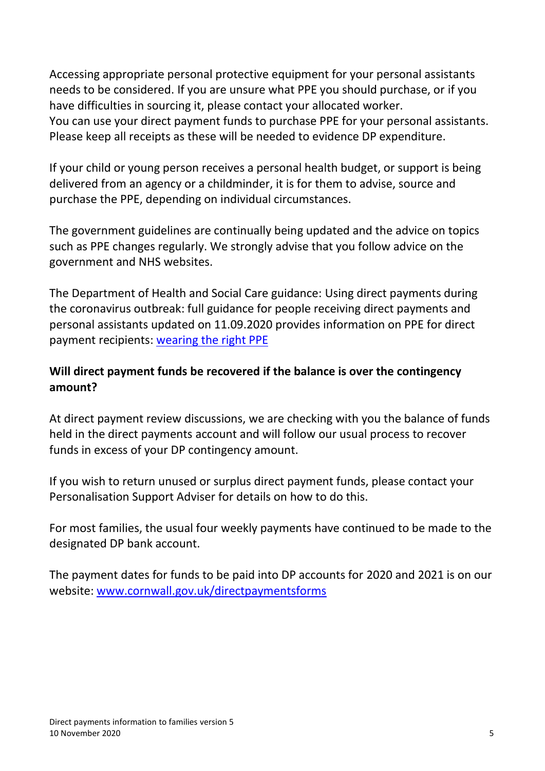Accessing appropriate personal protective equipment for your personal assistants needs to be considered. If you are unsure what PPE you should purchase, or if you have difficulties in sourcing it, please contact your allocated worker.
You can use your direct payment funds to purchase PPE for your personal assistants. Please keep all receipts as these will be needed to evidence DP expenditure.

If your child or young person receives a personal health budget, or support is being delivered from an agency or a childminder, it is for them to advise, source and purchase the PPE, depending on individual circumstances.

The government guidelines are continually being updated and the advice on topics such as PPE changes regularly. We strongly advise that you follow advice on the government and NHS websites.

The Department of Health and Social Care guidance: Using direct payments during the coronavirus outbreak: full guidance for people receiving direct payments and personal assistants updated on 11.09.2020 provides information on PPE for direct payment recipients: wearing the right PPE

**Will direct payment funds be recovered if the balance is over the contingency amount?**

At direct payment review discussions, we are checking with you the balance of funds held in the direct payments account and will follow our usual process to recover funds in excess of your DP contingency amount.

If you wish to return unused or surplus direct payment funds, please contact your Personalisation Support Adviser for details on how to do this.

For most families, the usual four weekly payments have continued to be made to the designated DP bank account.

The payment dates for funds to be paid into DP accounts for 2020 and 2021 is on our website: www.cornwall.gov.uk/directpaymentsforms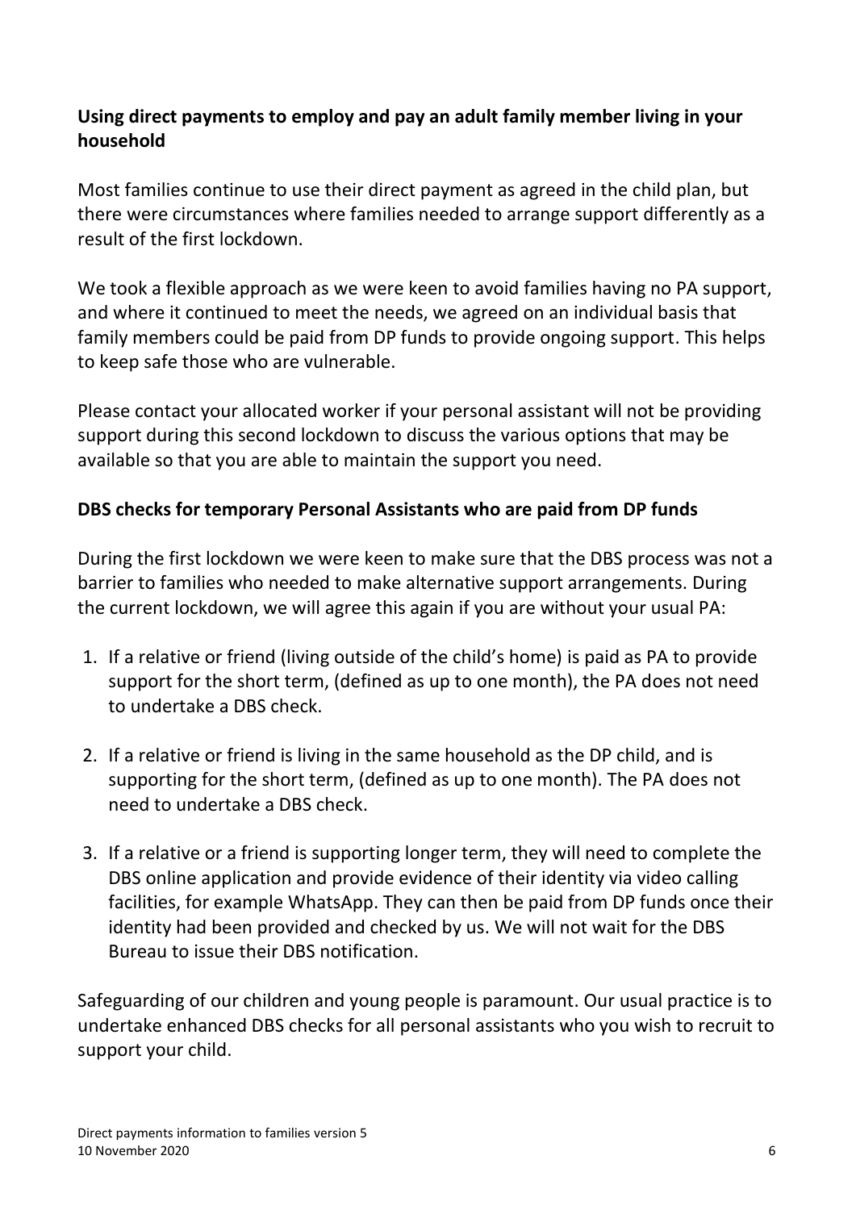**Using direct payments to employ and pay an adult family member living in your household**

Most families continue to use their direct payment as agreed in the child plan, but there were circumstances where families needed to arrange support differently as a result of the first lockdown.

We took a flexible approach as we were keen to avoid families having no PA support, and where it continued to meet the needs, we agreed on an individual basis that family members could be paid from DP funds to provide ongoing support. This helps to keep safe those who are vulnerable.

Please contact your allocated worker if your personal assistant will not be providing support during this second lockdown to discuss the various options that may be available so that you are able to maintain the support you need.

**DBS checks for temporary Personal Assistants who are paid from DP funds**

During the first lockdown we were keen to make sure that the DBS process was not a barrier to families who needed to make alternative support arrangements. During the current lockdown, we will agree this again if you are without your usual PA:

1. If a relative or friend (living outside of the child's home) is paid as PA to provide support for the short term, (defined as up to one month), the PA does not need to undertake a DBS check.
2. If a relative or friend is living in the same household as the DP child, and is supporting for the short term, (defined as up to one month). The PA does not need to undertake a DBS check.
3. If a relative or a friend is supporting longer term, they will need to complete the DBS online application and provide evidence of their identity via video calling facilities, for example WhatsApp. They can then be paid from DP funds once their identity had been provided and checked by us. We will not wait for the DBS Bureau to issue their DBS notification.

Safeguarding of our children and young people is paramount. Our usual practice is to undertake enhanced DBS checks for all personal assistants who you wish to recruit to support your child.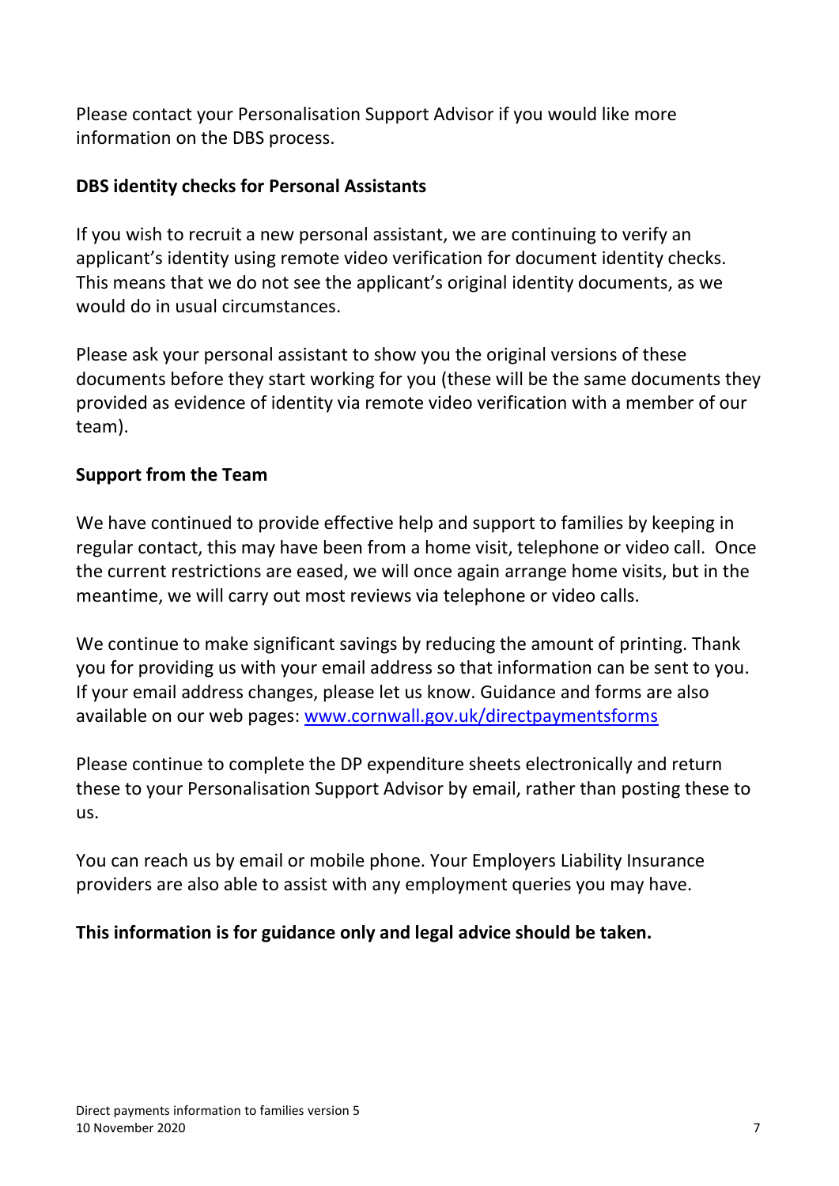Please contact your Personalisation Support Advisor if you would like more information on the DBS process.

**DBS identity checks for Personal Assistants**

If you wish to recruit a new personal assistant, we are continuing to verify an applicant's identity using remote video verification for document identity checks. This means that we do not see the applicant's original identity documents, as we would do in usual circumstances.

Please ask your personal assistant to show you the original versions of these documents before they start working for you (these will be the same documents they provided as evidence of identity via remote video verification with a member of our team).

**Support from the Team**

We have continued to provide effective help and support to families by keeping in regular contact, this may have been from a home visit, telephone or video call. Once the current restrictions are eased, we will once again arrange home visits, but in the meantime, we will carry out most reviews via telephone or video calls.

We continue to make significant savings by reducing the amount of printing. Thank you for providing us with your email address so that information can be sent to you. If your email address changes, please let us know. Guidance and forms are also available on our web pages: [www.cornwall.gov.uk/directpaymentsforms](http://www.cornwall.gov.uk/directpaymentsforms)

Please continue to complete the DP expenditure sheets electronically and return these to your Personalisation Support Advisor by email, rather than posting these to us.

You can reach us by email or mobile phone. Your Employers Liability Insurance providers are also able to assist with any employment queries you may have.

**This information is for guidance only and legal advice should be taken.**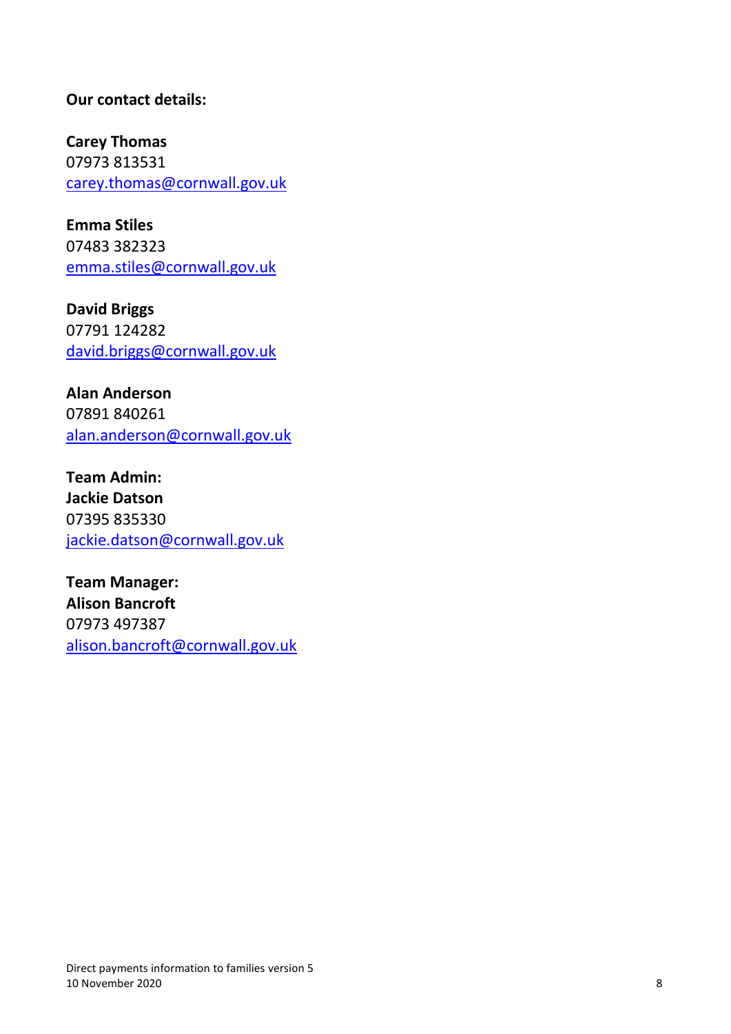**Our contact details:**

**Carey Thomas**
07973 813531
carey.thomas@cornwall.gov.uk

**Emma Stiles**
07483 382323
emma.stiles@cornwall.gov.uk

**David Briggs**
07791 124282
david.briggs@cornwall.gov.uk

**Alan Anderson**
07891 840261
alan.anderson@cornwall.gov.uk

**Team Admin:**
**Jackie Datson**
07395 835330
jackie.datson@cornwall.gov.uk

**Team Manager:**
**Alison Bancroft**
07973 497387
alison.bancroft@cornwall.gov.uk